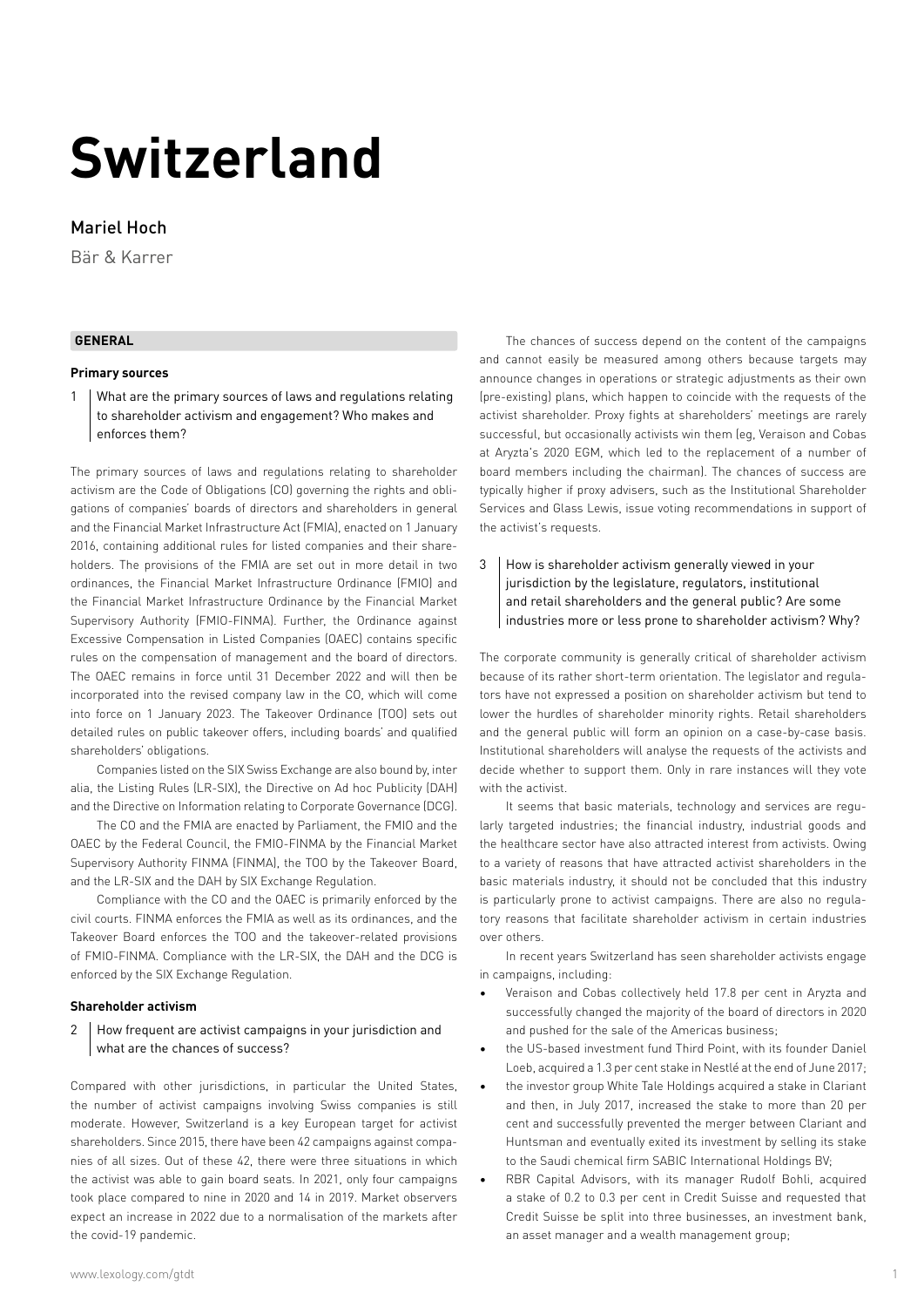# Switzerland

## Mariel Hoch

Bär & Karrer

### GENERAL

#### Primary sources

**1 What are the primary sources of laws and regulations relating to shareholder activism and engagement? Who makes and enforces them?**

The primary sources of laws and regulations relating to shareholder activism are the Code of Obligations (CO) governing the rights and obligations of companies' boards of directors and shareholders in general and the Financial Market Infrastructure Act (FMIA), enacted on 1 January 2016, containing additional rules for listed companies and their shareholders. The provisions of the FMIA are set out in more detail in two ordinances, the Financial Market Infrastructure Ordinance (FMIO) and the Financial Market Infrastructure Ordinance by the Financial Market Supervisory Authority (FMIO-FINMA). Further, the Ordinance against Excessive Compensation in Listed Companies (OAEC) contains specific rules on the compensation of management and the board of directors. The OAEC remains in force until 31 December 2022 and will then be incorporated into the revised company law in the CO, which will come into force on 1 January 2023. The Takeover Ordinance (TOO) sets out detailed rules on public takeover offers, including boards' and qualified shareholders' obligations.

Companies listed on the SIX Swiss Exchange are also bound by, inter alia, the Listing Rules (LR-SIX), the Directive on Ad hoc Publicity (DAH) and the Directive on Information relating to Corporate Governance (DCG).

The CO and the FMIA are enacted by Parliament, the FMIO and the OAEC by the Federal Council, the FMIO-FINMA by the Financial Market Supervisory Authority FINMA (FINMA), the TOO by the Takeover Board, and the LR-SIX and the DAH by SIX Exchange Regulation.

Compliance with the CO and the OAEC is primarily enforced by the civil courts. FINMA enforces the FMIA as well as its ordinances, and the Takeover Board enforces the TOO and the takeover-related provisions of FMIO-FINMA. Compliance with the LR-SIX, the DAH and the DCG is enforced by the SIX Exchange Regulation.

#### Shareholder activism

**2 How frequent are activist campaigns in your jurisdiction and what are the chances of success?**

Compared with other jurisdictions, in particular the United States, the number of activist campaigns involving Swiss companies is still moderate. However, Switzerland is a key European target for activist shareholders. Since 2015, there have been 42 campaigns against companies of all sizes. Out of these 42, there were three situations in which the activist was able to gain board seats. In 2021, only four campaigns took place compared to nine in 2020 and 14 in 2019. Market observers expect an increase in 2022 due to a normalisation of the markets after the covid-19 pandemic.

The chances of success depend on the content of the campaigns and cannot easily be measured among others because targets may announce changes in operations or strategic adjustments as their own (pre-existing) plans, which happen to coincide with the requests of the activist shareholder. Proxy fights at shareholders' meetings are rarely successful, but occasionally activists win them (eg, Veraison and Cobas at Aryzta's 2020 EGM, which led to the replacement of a number of board members including the chairman). The chances of success are typically higher if proxy advisers, such as the Institutional Shareholder Services and Glass Lewis, issue voting recommendations in support of the activist's requests.

**3 How is shareholder activism generally viewed in your jurisdiction by the legislature, regulators, institutional and retail shareholders and the general public? Are some industries more or less prone to shareholder activism? Why?**

The corporate community is generally critical of shareholder activism because of its rather short-term orientation. The legislator and regulators have not expressed a position on shareholder activism but tend to lower the hurdles of shareholder minority rights. Retail shareholders and the general public will form an opinion on a case-by-case basis. Institutional shareholders will analyse the requests of the activists and decide whether to support them. Only in rare instances will they vote with the activist.

It seems that basic materials, technology and services are regularly targeted industries; the financial industry, industrial goods and the healthcare sector have also attracted interest from activists. Owing to a variety of reasons that have attracted activist shareholders in the basic materials industry, it should not be concluded that this industry is particularly prone to activist campaigns. There are also no regulatory reasons that facilitate shareholder activism in certain industries over others.

In recent years Switzerland has seen shareholder activists engage in campaigns, including:

- Veraison and Cobas collectively held 17.8 per cent in Aryzta and successfully changed the majority of the board of directors in 2020 and pushed for the sale of the Americas business;
- the US-based investment fund Third Point, with its founder Daniel Loeb, acquired a 1.3 per cent stake in Nestlé at the end of June 2017;
- the investor group White Tale Holdings acquired a stake in Clariant and then, in July 2017, increased the stake to more than 20 per cent and successfully prevented the merger between Clariant and Huntsman and eventually exited its investment by selling its stake to the Saudi chemical firm SABIC International Holdings BV;
- RBR Capital Advisors, with its manager Rudolf Bohli, acquired a stake of 0.2 to 0.3 per cent in Credit Suisse and requested that Credit Suisse be split into three businesses, an investment bank, an asset manager and a wealth management group;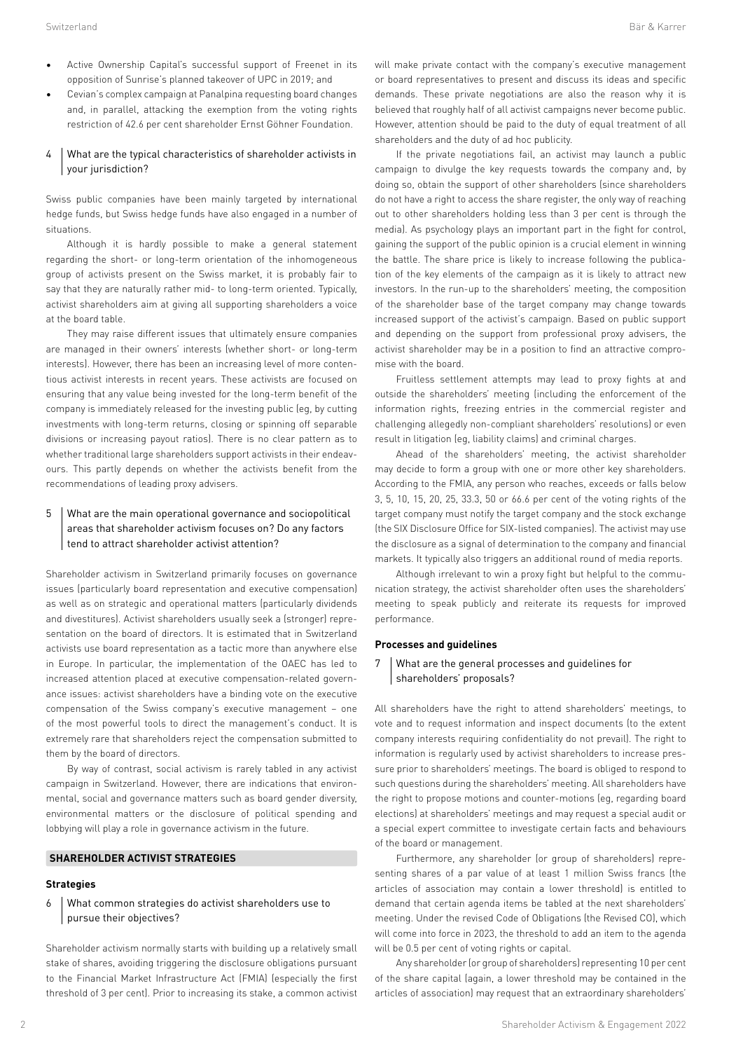- Active Ownership Capital's successful support of Freenet in its opposition of Sunrise's planned takeover of UPC in 2019; and
- Cevian's complex campaign at Panalpina requesting board changes and, in parallel, attacking the exemption from the voting rights restriction of 42.6 per cent shareholder Ernst Göhner Foundation.

### 4 What are the typical characteristics of shareholder activists in your jurisdiction?

Swiss public companies have been mainly targeted by international hedge funds, but Swiss hedge funds have also engaged in a number of situations.

Although it is hardly possible to make a general statement regarding the short- or long-term orientation of the inhomogeneous group of activists present on the Swiss market, it is probably fair to say that they are naturally rather mid- to long-term oriented. Typically, activist shareholders aim at giving all supporting shareholders a voice at the board table.

They may raise different issues that ultimately ensure companies are managed in their owners' interests (whether short- or long-term interests). However, there has been an increasing level of more contentious activist interests in recent years. These activists are focused on ensuring that any value being invested for the long-term benefit of the company is immediately released for the investing public (eg, by cutting investments with long-term returns, closing or spinning off separable divisions or increasing payout ratios). There is no clear pattern as to whether traditional large shareholders support activists in their endeavours. This partly depends on whether the activists benefit from the recommendations of leading proxy advisers.

### 5 What are the main operational governance and sociopolitical areas that shareholder activism focuses on? Do any factors tend to attract shareholder activist attention?

Shareholder activism in Switzerland primarily focuses on governance issues (particularly board representation and executive compensation) as well as on strategic and operational matters (particularly dividends and divestitures). Activist shareholders usually seek a (stronger) representation on the board of directors. It is estimated that in Switzerland activists use board representation as a tactic more than anywhere else in Europe. In particular, the implementation of the OAEC has led to increased attention placed at executive compensation-related governance issues: activist shareholders have a binding vote on the executive compensation of the Swiss company's executive management – one of the most powerful tools to direct the management's conduct. It is extremely rare that shareholders reject the compensation submitted to them by the board of directors.

By way of contrast, social activism is rarely tabled in any activist campaign in Switzerland. However, there are indications that environmental, social and governance matters such as board gender diversity, environmental matters or the disclosure of political spending and lobbying will play a role in governance activism in the future.

## SHAREHOLDER ACTIVIST STRATEGIES

### Strategies

### 6 What common strategies do activist shareholders use to pursue their objectives?

Shareholder activism normally starts with building up a relatively small stake of shares, avoiding triggering the disclosure obligations pursuant to the Financial Market Infrastructure Act (FMIA) (especially the first threshold of 3 per cent). Prior to increasing its stake, a common activist will make private contact with the company's executive management or board representatives to present and discuss its ideas and specific demands. These private negotiations are also the reason why it is believed that roughly half of all activist campaigns never become public. However, attention should be paid to the duty of equal treatment of all shareholders and the duty of ad hoc publicity.

If the private negotiations fail, an activist may launch a public campaign to divulge the key requests towards the company and, by doing so, obtain the support of other shareholders (since shareholders do not have a right to access the share register, the only way of reaching out to other shareholders holding less than 3 per cent is through the media). As psychology plays an important part in the fight for control, gaining the support of the public opinion is a crucial element in winning the battle. The share price is likely to increase following the publication of the key elements of the campaign as it is likely to attract new investors. In the run-up to the shareholders' meeting, the composition of the shareholder base of the target company may change towards increased support of the activist's campaign. Based on public support and depending on the support from professional proxy advisers, the activist shareholder may be in a position to find an attractive compromise with the board.

Fruitless settlement attempts may lead to proxy fights at and outside the shareholders' meeting (including the enforcement of the information rights, freezing entries in the commercial register and challenging allegedly non-compliant shareholders' resolutions) or even result in litigation (eg, liability claims) and criminal charges.

Ahead of the shareholders' meeting, the activist shareholder may decide to form a group with one or more other key shareholders. According to the FMIA, any person who reaches, exceeds or falls below 3, 5, 10, 15, 20, 25, 33.3, 50 or 66.6 per cent of the voting rights of the target company must notify the target company and the stock exchange (the SIX Disclosure Office for SIX-listed companies). The activist may use the disclosure as a signal of determination to the company and financial markets. It typically also triggers an additional round of media reports.

Although irrelevant to win a proxy fight but helpful to the communication strategy, the activist shareholder often uses the shareholders' meeting to speak publicly and reiterate its requests for improved performance.

### Processes and guidelines

### 7 What are the general processes and guidelines for shareholders' proposals?

All shareholders have the right to attend shareholders' meetings, to vote and to request information and inspect documents (to the extent company interests requiring confidentiality do not prevail). The right to information is regularly used by activist shareholders to increase pressure prior to shareholders' meetings. The board is obliged to respond to such questions during the shareholders' meeting. All shareholders have the right to propose motions and counter-motions (eg, regarding board elections) at shareholders' meetings and may request a special audit or a special expert committee to investigate certain facts and behaviours of the board or management.

Furthermore, any shareholder (or group of shareholders) representing shares of a par value of at least 1 million Swiss francs (the articles of association may contain a lower threshold) is entitled to demand that certain agenda items be tabled at the next shareholders' meeting. Under the revised Code of Obligations (the Revised CO), which will come into force in 2023, the threshold to add an item to the agenda will be 0.5 per cent of voting rights or capital.

Any shareholder (or group of shareholders) representing 10 per cent of the share capital (again, a lower threshold may be contained in the articles of association) may request that an extraordinary shareholders'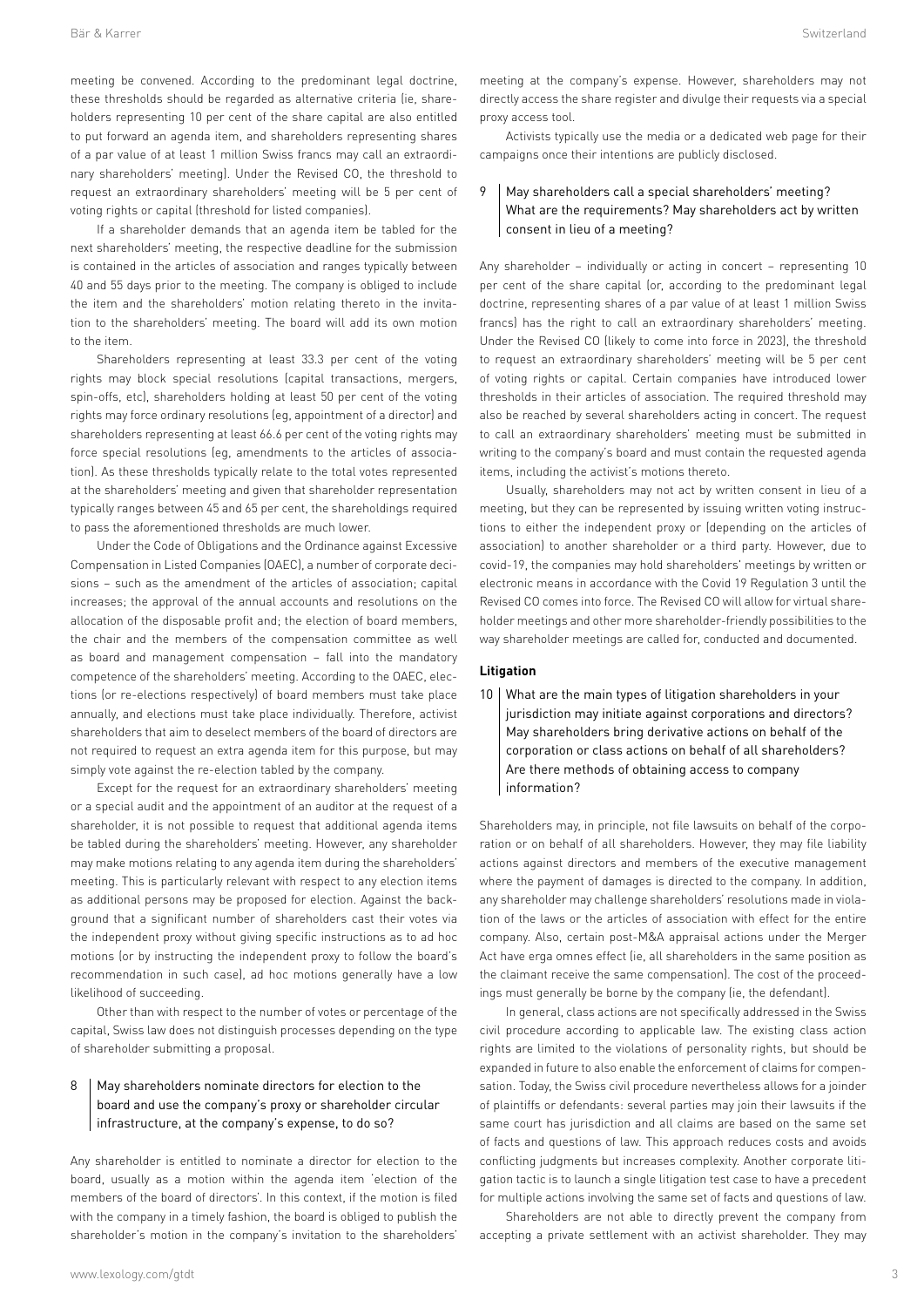meeting be convened. According to the predominant legal doctrine, these thresholds should be regarded as alternative criteria (ie, shareholders representing 10 per cent of the share capital are also entitled to put forward an agenda item, and shareholders representing shares of a par value of at least 1 million Swiss francs may call an extraordinary shareholders' meeting). Under the Revised CO, the threshold to request an extraordinary shareholders' meeting will be 5 per cent of voting rights or capital (threshold for listed companies).

If a shareholder demands that an agenda item be tabled for the next shareholders' meeting, the respective deadline for the submission is contained in the articles of association and ranges typically between 40 and 55 days prior to the meeting. The company is obliged to include the item and the shareholders' motion relating thereto in the invitation to the shareholders' meeting. The board will add its own motion to the item.

Shareholders representing at least 33.3 per cent of the voting rights may block special resolutions (capital transactions, mergers, spin-offs, etc), shareholders holding at least 50 per cent of the voting rights may force ordinary resolutions (eg, appointment of a director) and shareholders representing at least 66.6 per cent of the voting rights may force special resolutions (eg, amendments to the articles of association). As these thresholds typically relate to the total votes represented at the shareholders' meeting and given that shareholder representation typically ranges between 45 and 65 per cent, the shareholdings required to pass the aforementioned thresholds are much lower.

Under the Code of Obligations and the Ordinance against Excessive Compensation in Listed Companies (OAEC), a number of corporate decisions – such as the amendment of the articles of association; capital increases; the approval of the annual accounts and resolutions on the allocation of the disposable profit and; the election of board members, the chair and the members of the compensation committee as well as board and management compensation – fall into the mandatory competence of the shareholders' meeting. According to the OAEC, elections (or re-elections respectively) of board members must take place annually, and elections must take place individually. Therefore, activist shareholders that aim to deselect members of the board of directors are not required to request an extra agenda item for this purpose, but may simply vote against the re-election tabled by the company.

Except for the request for an extraordinary shareholders' meeting or a special audit and the appointment of an auditor at the request of a shareholder, it is not possible to request that additional agenda items be tabled during the shareholders' meeting. However, any shareholder may make motions relating to any agenda item during the shareholders' meeting. This is particularly relevant with respect to any election items as additional persons may be proposed for election. Against the background that a significant number of shareholders cast their votes via the independent proxy without giving specific instructions as to ad hoc motions (or by instructing the independent proxy to follow the board's recommendation in such case), ad hoc motions generally have a low likelihood of succeeding.

Other than with respect to the number of votes or percentage of the capital, Swiss law does not distinguish processes depending on the type of shareholder submitting a proposal.

## 8 May shareholders nominate directors for election to the board and use the company's proxy or shareholder circular infrastructure, at the company's expense, to do so?

Any shareholder is entitled to nominate a director for election to the board, usually as a motion within the agenda item 'election of the members of the board of directors'. In this context, if the motion is filed with the company in a timely fashion, the board is obliged to publish the shareholder's motion in the company's invitation to the shareholders' meeting at the company's expense. However, shareholders may not directly access the share register and divulge their requests via a special proxy access tool.

Activists typically use the media or a dedicated web page for their campaigns once their intentions are publicly disclosed.

## 9 May shareholders call a special shareholders' meeting? What are the requirements? May shareholders act by written consent in lieu of a meeting?

Any shareholder – individually or acting in concert – representing 10 per cent of the share capital (or, according to the predominant legal doctrine, representing shares of a par value of at least 1 million Swiss francs) has the right to call an extraordinary shareholders' meeting. Under the Revised CO (likely to come into force in 2023), the threshold to request an extraordinary shareholders' meeting will be 5 per cent of voting rights or capital. Certain companies have introduced lower thresholds in their articles of association. The required threshold may also be reached by several shareholders acting in concert. The request to call an extraordinary shareholders' meeting must be submitted in writing to the company's board and must contain the requested agenda items, including the activist's motions thereto.

Usually, shareholders may not act by written consent in lieu of a meeting, but they can be represented by issuing written voting instructions to either the independent proxy or (depending on the articles of association) to another shareholder or a third party. However, due to covid-19, the companies may hold shareholders' meetings by written or electronic means in accordance with the Covid 19 Regulation 3 until the Revised CO comes into force. The Revised CO will allow for virtual shareholder meetings and other more shareholder-friendly possibilities to the way shareholder meetings are called for, conducted and documented.

### Litigation

## 10 What are the main types of litigation shareholders in your jurisdiction may initiate against corporations and directors? May shareholders bring derivative actions on behalf of the corporation or class actions on behalf of all shareholders? Are there methods of obtaining access to company information?

Shareholders may, in principle, not file lawsuits on behalf of the corporation or on behalf of all shareholders. However, they may file liability actions against directors and members of the executive management where the payment of damages is directed to the company. In addition, any shareholder may challenge shareholders' resolutions made in violation of the laws or the articles of association with effect for the entire company. Also, certain post-M&A appraisal actions under the Merger Act have erga omnes effect (ie, all shareholders in the same position as the claimant receive the same compensation). The cost of the proceedings must generally be borne by the company (ie, the defendant).

In general, class actions are not specifically addressed in the Swiss civil procedure according to applicable law. The existing class action rights are limited to the violations of personality rights, but should be expanded in future to also enable the enforcement of claims for compensation. Today, the Swiss civil procedure nevertheless allows for a joinder of plaintiffs or defendants: several parties may join their lawsuits if the same court has jurisdiction and all claims are based on the same set of facts and questions of law. This approach reduces costs and avoids conflicting judgments but increases complexity. Another corporate litigation tactic is to launch a single litigation test case to have a precedent for multiple actions involving the same set of facts and questions of law.

Shareholders are not able to directly prevent the company from accepting a private settlement with an activist shareholder. They may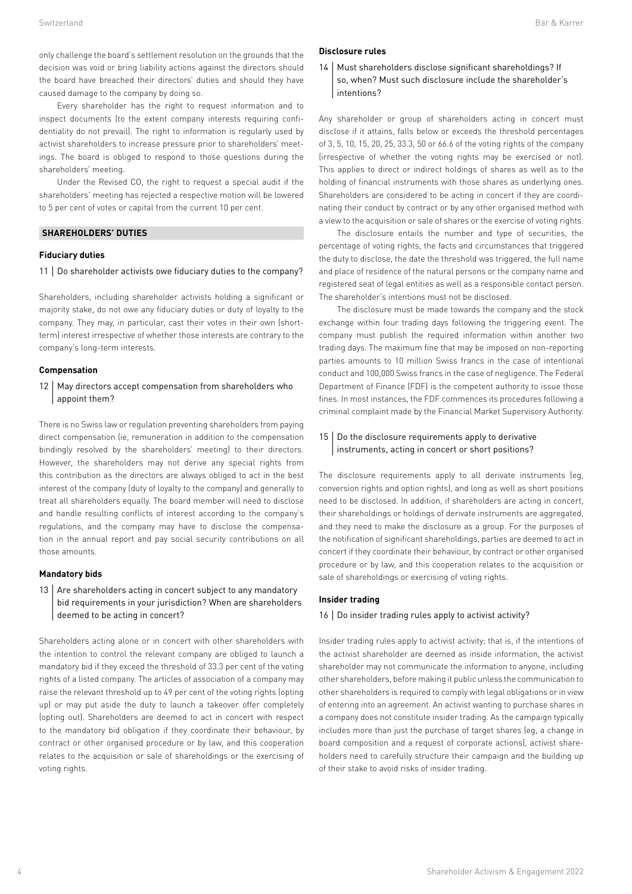only challenge the board's settlement resolution on the grounds that the decision was void or bring liability actions against the directors should the board have breached their directors' duties and should they have caused damage to the company by doing so.

Every shareholder has the right to request information and to inspect documents (to the extent company interests requiring confidentiality do not prevail). The right to information is regularly used by activist shareholders to increase pressure prior to shareholders' meetings. The board is obliged to respond to those questions during the shareholders' meeting.

Under the Revised CO, the right to request a special audit if the shareholders' meeting has rejected a respective motion will be lowered to 5 per cent of votes or capital from the current 10 per cent.

## SHAREHOLDERS' DUTIES

### Fiduciary duties

#### 11 | Do shareholder activists owe fiduciary duties to the company?

Shareholders, including shareholder activists holding a significant or majority stake, do not owe any fiduciary duties or duty of loyalty to the company. They may, in particular, cast their votes in their own (short-term) interest irrespective of whether those interests are contrary to the company's long-term interests.

### Compensation

#### 12 | May directors accept compensation from shareholders who appoint them?

There is no Swiss law or regulation preventing shareholders from paying direct compensation (ie, remuneration in addition to the compensation bindingly resolved by the shareholders' meeting) to their directors. However, the shareholders may not derive any special rights from this contribution as the directors are always obliged to act in the best interest of the company (duty of loyalty to the company) and generally to treat all shareholders equally. The board member will need to disclose and handle resulting conflicts of interest according to the company's regulations, and the company may have to disclose the compensation in the annual report and pay social security contributions on all those amounts.

### Mandatory bids

#### 13 | Are shareholders acting in concert subject to any mandatory bid requirements in your jurisdiction? When are shareholders deemed to be acting in concert?

Shareholders acting alone or in concert with other shareholders with the intention to control the relevant company are obliged to launch a mandatory bid if they exceed the threshold of 33.3 per cent of the voting rights of a listed company. The articles of association of a company may raise the relevant threshold up to 49 per cent of the voting rights (opting up) or may put aside the duty to launch a takeover offer completely (opting out). Shareholders are deemed to act in concert with respect to the mandatory bid obligation if they coordinate their behaviour, by contract or other organised procedure or by law, and this cooperation relates to the acquisition or sale of shareholdings or the exercising of voting rights.

### Disclosure rules

#### 14 | Must shareholders disclose significant shareholdings? If so, when? Must such disclosure include the shareholder's intentions?

Any shareholder or group of shareholders acting in concert must disclose if it attains, falls below or exceeds the threshold percentages of 3, 5, 10, 15, 20, 25, 33.3, 50 or 66.6 of the voting rights of the company (irrespective of whether the voting rights may be exercised or not). This applies to direct or indirect holdings of shares as well as to the holding of financial instruments with those shares as underlying ones. Shareholders are considered to be acting in concert if they are coordinating their conduct by contract or by any other organised method with a view to the acquisition or sale of shares or the exercise of voting rights.

The disclosure entails the number and type of securities, the percentage of voting rights, the facts and circumstances that triggered the duty to disclose, the date the threshold was triggered, the full name and place of residence of the natural persons or the company name and registered seat of legal entities as well as a responsible contact person. The shareholder's intentions must not be disclosed.

The disclosure must be made towards the company and the stock exchange within four trading days following the triggering event. The company must publish the required information within another two trading days. The maximum fine that may be imposed on non-reporting parties amounts to 10 million Swiss francs in the case of intentional conduct and 100,000 Swiss francs in the case of negligence. The Federal Department of Finance (FDF) is the competent authority to issue those fines. In most instances, the FDF commences its procedures following a criminal complaint made by the Financial Market Supervisory Authority.

#### 15 | Do the disclosure requirements apply to derivative instruments, acting in concert or short positions?

The disclosure requirements apply to all derivate instruments (eg, conversion rights and option rights), and long as well as short positions need to be disclosed. In addition, if shareholders are acting in concert, their shareholdings or holdings of derivate instruments are aggregated, and they need to make the disclosure as a group. For the purposes of the notification of significant shareholdings, parties are deemed to act in concert if they coordinate their behaviour, by contract or other organised procedure or by law, and this cooperation relates to the acquisition or sale of shareholdings or exercising of voting rights.

### Insider trading

#### 16 | Do insider trading rules apply to activist activity?

Insider trading rules apply to activist activity; that is, if the intentions of the activist shareholder are deemed as inside information, the activist shareholder may not communicate the information to anyone, including other shareholders, before making it public unless the communication to other shareholders is required to comply with legal obligations or in view of entering into an agreement. An activist wanting to purchase shares in a company does not constitute insider trading. As the campaign typically includes more than just the purchase of target shares (eg, a change in board composition and a request of corporate actions), activist shareholders need to carefully structure their campaign and the building up of their stake to avoid risks of insider trading.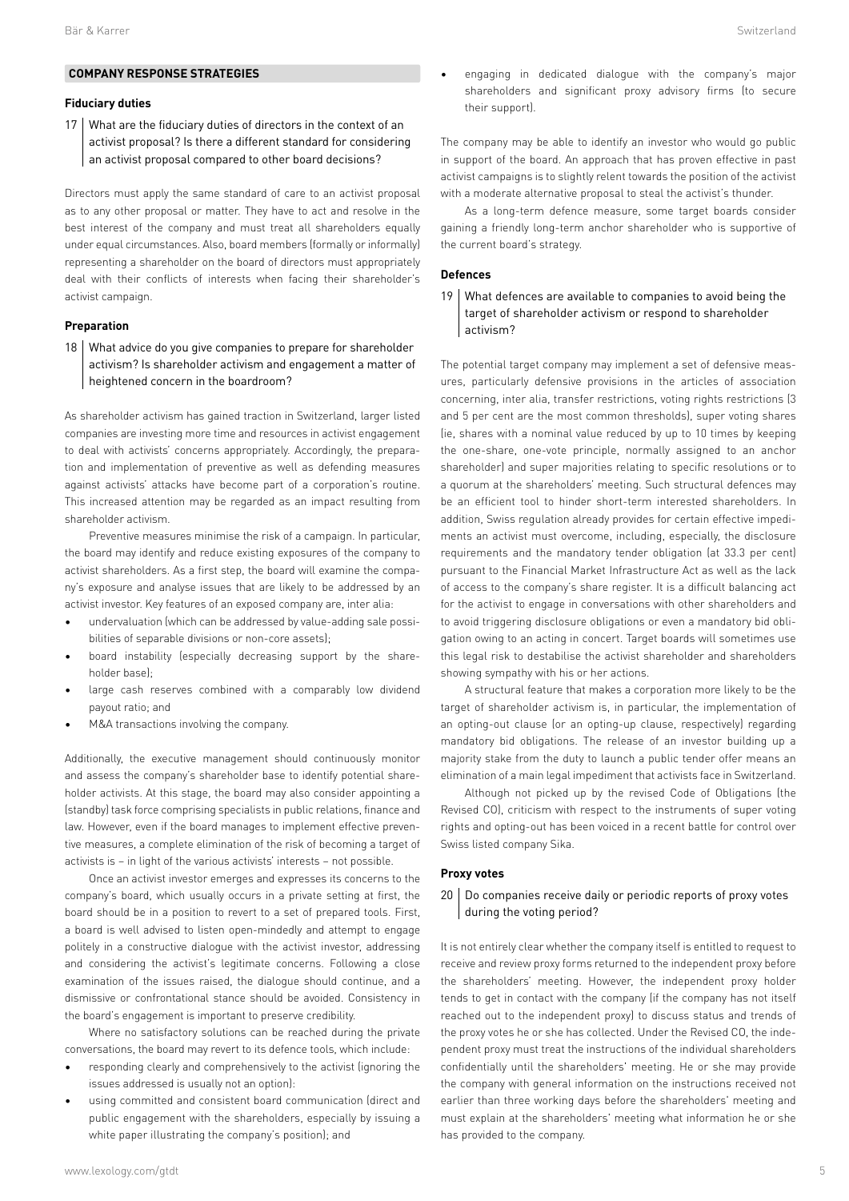## COMPANY RESPONSE STRATEGIES

### Fiduciary duties

**17 What are the fiduciary duties of directors in the context of an activist proposal? Is there a different standard for considering an activist proposal compared to other board decisions?**

Directors must apply the same standard of care to an activist proposal as to any other proposal or matter. They have to act and resolve in the best interest of the company and must treat all shareholders equally under equal circumstances. Also, board members (formally or informally) representing a shareholder on the board of directors must appropriately deal with their conflicts of interests when facing their shareholder's activist campaign.

### Preparation

**18 What advice do you give companies to prepare for shareholder activism? Is shareholder activism and engagement a matter of heightened concern in the boardroom?**

As shareholder activism has gained traction in Switzerland, larger listed companies are investing more time and resources in activist engagement to deal with activists' concerns appropriately. Accordingly, the preparation and implementation of preventive as well as defending measures against activists' attacks have become part of a corporation's routine. This increased attention may be regarded as an impact resulting from shareholder activism.

Preventive measures minimise the risk of a campaign. In particular, the board may identify and reduce existing exposures of the company to activist shareholders. As a first step, the board will examine the company's exposure and analyse issues that are likely to be addressed by an activist investor. Key features of an exposed company are, inter alia:

- undervaluation (which can be addressed by value-adding sale possibilities of separable divisions or non-core assets);
- board instability (especially decreasing support by the shareholder base);
- large cash reserves combined with a comparably low dividend payout ratio; and
- M&A transactions involving the company.

Additionally, the executive management should continuously monitor and assess the company's shareholder base to identify potential shareholder activists. At this stage, the board may also consider appointing a (standby) task force comprising specialists in public relations, finance and law. However, even if the board manages to implement effective preventive measures, a complete elimination of the risk of becoming a target of activists is – in light of the various activists' interests – not possible.

Once an activist investor emerges and expresses its concerns to the company's board, which usually occurs in a private setting at first, the board should be in a position to revert to a set of prepared tools. First, a board is well advised to listen open-mindedly and attempt to engage politely in a constructive dialogue with the activist investor, addressing and considering the activist's legitimate concerns. Following a close examination of the issues raised, the dialogue should continue, and a dismissive or confrontational stance should be avoided. Consistency in the board's engagement is important to preserve credibility.

Where no satisfactory solutions can be reached during the private conversations, the board may revert to its defence tools, which include:

- responding clearly and comprehensively to the activist (ignoring the issues addressed is usually not an option);
- using committed and consistent board communication (direct and public engagement with the shareholders, especially by issuing a white paper illustrating the company's position); and
- engaging in dedicated dialogue with the company's major shareholders and significant proxy advisory firms (to secure their support).

The company may be able to identify an investor who would go public in support of the board. An approach that has proven effective in past activist campaigns is to slightly relent towards the position of the activist with a moderate alternative proposal to steal the activist's thunder.

As a long-term defence measure, some target boards consider gaining a friendly long-term anchor shareholder who is supportive of the current board's strategy.

### Defences

**19 What defences are available to companies to avoid being the target of shareholder activism or respond to shareholder activism?**

The potential target company may implement a set of defensive measures, particularly defensive provisions in the articles of association concerning, inter alia, transfer restrictions, voting rights restrictions (3 and 5 per cent are the most common thresholds), super voting shares (ie, shares with a nominal value reduced by up to 10 times by keeping the one-share, one-vote principle, normally assigned to an anchor shareholder) and super majorities relating to specific resolutions or to a quorum at the shareholders' meeting. Such structural defences may be an efficient tool to hinder short-term interested shareholders. In addition, Swiss regulation already provides for certain effective impediments an activist must overcome, including, especially, the disclosure requirements and the mandatory tender obligation (at 33.3 per cent) pursuant to the Financial Market Infrastructure Act as well as the lack of access to the company's share register. It is a difficult balancing act for the activist to engage in conversations with other shareholders and to avoid triggering disclosure obligations or even a mandatory bid obligation owing to an acting in concert. Target boards will sometimes use this legal risk to destabilise the activist shareholder and shareholders showing sympathy with his or her actions.

A structural feature that makes a corporation more likely to be the target of shareholder activism is, in particular, the implementation of an opting-out clause (or an opting-up clause, respectively) regarding mandatory bid obligations. The release of an investor building up a majority stake from the duty to launch a public tender offer means an elimination of a main legal impediment that activists face in Switzerland.

Although not picked up by the revised Code of Obligations (the Revised CO), criticism with respect to the instruments of super voting rights and opting-out has been voiced in a recent battle for control over Swiss listed company Sika.

### Proxy votes

**20 Do companies receive daily or periodic reports of proxy votes during the voting period?**

It is not entirely clear whether the company itself is entitled to request to receive and review proxy forms returned to the independent proxy before the shareholders' meeting. However, the independent proxy holder tends to get in contact with the company (if the company has not itself reached out to the independent proxy) to discuss status and trends of the proxy votes he or she has collected. Under the Revised CO, the independent proxy must treat the instructions of the individual shareholders confidentially until the shareholders' meeting. He or she may provide the company with general information on the instructions received not earlier than three working days before the shareholders' meeting and must explain at the shareholders' meeting what information he or she has provided to the company.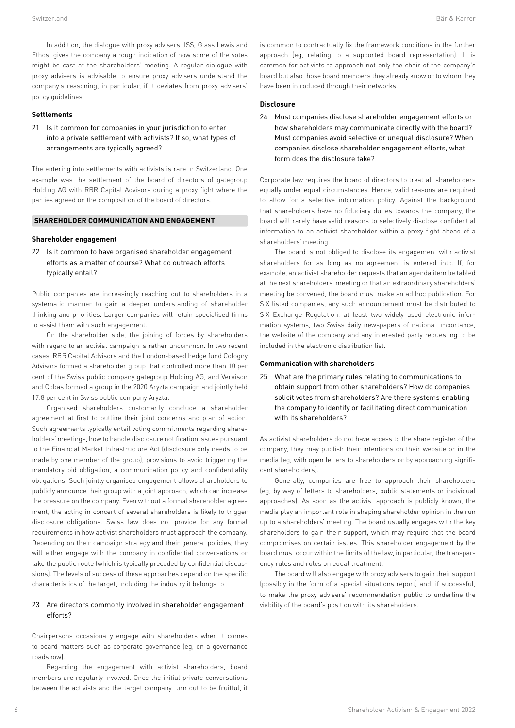In addition, the dialogue with proxy advisers (ISS, Glass Lewis and Ethos) gives the company a rough indication of how some of the votes might be cast at the shareholders' meeting. A regular dialogue with proxy advisers is advisable to ensure proxy advisers understand the company's reasoning, in particular, if it deviates from proxy advisers' policy guidelines.

### Settlements

**21 Is it common for companies in your jurisdiction to enter into a private settlement with activists? If so, what types of arrangements are typically agreed?**

The entering into settlements with activists is rare in Switzerland. One example was the settlement of the board of directors of gategroup Holding AG with RBR Capital Advisors during a proxy fight where the parties agreed on the composition of the board of directors.

## SHAREHOLDER COMMUNICATION AND ENGAGEMENT

### Shareholder engagement

**22 Is it common to have organised shareholder engagement efforts as a matter of course? What do outreach efforts typically entail?**

Public companies are increasingly reaching out to shareholders in a systematic manner to gain a deeper understanding of shareholder thinking and priorities. Larger companies will retain specialised firms to assist them with such engagement.

On the shareholder side, the joining of forces by shareholders with regard to an activist campaign is rather uncommon. In two recent cases, RBR Capital Advisors and the London-based hedge fund Cologny Advisors formed a shareholder group that controlled more than 10 per cent of the Swiss public company gategroup Holding AG, and Veraison and Cobas formed a group in the 2020 Aryzta campaign and jointly held 17.8 per cent in Swiss public company Aryzta.

Organised shareholders customarily conclude a shareholder agreement at first to outline their joint concerns and plan of action. Such agreements typically entail voting commitments regarding shareholders' meetings, how to handle disclosure notification issues pursuant to the Financial Market Infrastructure Act (disclosure only needs to be made by one member of the group), provisions to avoid triggering the mandatory bid obligation, a communication policy and confidentiality obligations. Such jointly organised engagement allows shareholders to publicly announce their group with a joint approach, which can increase the pressure on the company. Even without a formal shareholder agreement, the acting in concert of several shareholders is likely to trigger disclosure obligations. Swiss law does not provide for any formal requirements in how activist shareholders must approach the company. Depending on their campaign strategy and their general policies, they will either engage with the company in confidential conversations or take the public route (which is typically preceded by confidential discussions). The levels of success of these approaches depend on the specific characteristics of the target, including the industry it belongs to.

**23 Are directors commonly involved in shareholder engagement efforts?**

Chairpersons occasionally engage with shareholders when it comes to board matters such as corporate governance (eg, on a governance roadshow).

Regarding the engagement with activist shareholders, board members are regularly involved. Once the initial private conversations between the activists and the target company turn out to be fruitful, it is common to contractually fix the framework conditions in the further approach (eg, relating to a supported board representation). It is common for activists to approach not only the chair of the company's board but also those board members they already know or to whom they have been introduced through their networks.

### Disclosure

**24 Must companies disclose shareholder engagement efforts or how shareholders may communicate directly with the board? Must companies avoid selective or unequal disclosure? When companies disclose shareholder engagement efforts, what form does the disclosure take?**

Corporate law requires the board of directors to treat all shareholders equally under equal circumstances. Hence, valid reasons are required to allow for a selective information policy. Against the background that shareholders have no fiduciary duties towards the company, the board will rarely have valid reasons to selectively disclose confidential information to an activist shareholder within a proxy fight ahead of a shareholders' meeting.

The board is not obliged to disclose its engagement with activist shareholders for as long as no agreement is entered into. If, for example, an activist shareholder requests that an agenda item be tabled at the next shareholders' meeting or that an extraordinary shareholders' meeting be convened, the board must make an ad hoc publication. For SIX listed companies, any such announcement must be distributed to SIX Exchange Regulation, at least two widely used electronic information systems, two Swiss daily newspapers of national importance, the website of the company and any interested party requesting to be included in the electronic distribution list.

### Communication with shareholders

**25 What are the primary rules relating to communications to obtain support from other shareholders? How do companies solicit votes from shareholders? Are there systems enabling the company to identify or facilitating direct communication with its shareholders?**

As activist shareholders do not have access to the share register of the company, they may publish their intentions on their website or in the media (eg, with open letters to shareholders or by approaching significant shareholders).

Generally, companies are free to approach their shareholders (eg, by way of letters to shareholders, public statements or individual approaches). As soon as the activist approach is publicly known, the media play an important role in shaping shareholder opinion in the run up to a shareholders' meeting. The board usually engages with the key shareholders to gain their support, which may require that the board compromises on certain issues. This shareholder engagement by the board must occur within the limits of the law, in particular, the transparency rules and rules on equal treatment.

The board will also engage with proxy advisers to gain their support (possibly in the form of a special situations report) and, if successful, to make the proxy advisers' recommendation public to underline the viability of the board's position with its shareholders.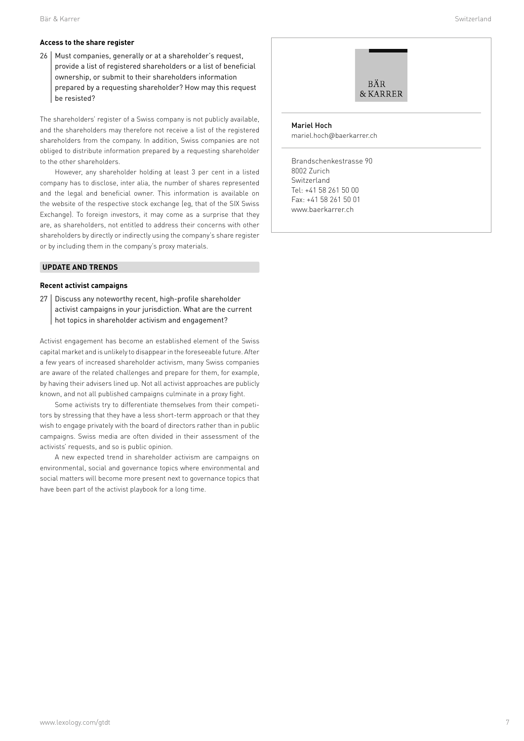### Access to the share register

26 Must companies, generally or at a shareholder's request, provide a list of registered shareholders or a list of beneficial ownership, or submit to their shareholders information prepared by a requesting shareholder? How may this request be resisted?

The shareholders' register of a Swiss company is not publicly available, and the shareholders may therefore not receive a list of the registered shareholders from the company. In addition, Swiss companies are not obliged to distribute information prepared by a requesting shareholder to the other shareholders.

However, any shareholder holding at least 3 per cent in a listed company has to disclose, inter alia, the number of shares represented and the legal and beneficial owner. This information is available on the website of the respective stock exchange (eg, that of the SIX Swiss Exchange). To foreign investors, it may come as a surprise that they are, as shareholders, not entitled to address their concerns with other shareholders by directly or indirectly using the company's share register or by including them in the company's proxy materials.

## UPDATE AND TRENDS

### Recent activist campaigns

27 Discuss any noteworthy recent, high-profile shareholder activist campaigns in your jurisdiction. What are the current hot topics in shareholder activism and engagement?

Activist engagement has become an established element of the Swiss capital market and is unlikely to disappear in the foreseeable future. After a few years of increased shareholder activism, many Swiss companies are aware of the related challenges and prepare for them, for example, by having their advisers lined up. Not all activist approaches are publicly known, and not all published campaigns culminate in a proxy fight.

Some activists try to differentiate themselves from their competitors by stressing that they have a less short-term approach or that they wish to engage privately with the board of directors rather than in public campaigns. Swiss media are often divided in their assessment of the activists' requests, and so is public opinion.

A new expected trend in shareholder activism are campaigns on environmental, social and governance topics where environmental and social matters will become more present next to governance topics that have been part of the activist playbook for a long time.

BÄR & KARRER

**Mariel Hoch**
mariel.hoch@baerkarrer.ch

Brandschenkestrasse 90
8002 Zurich
Switzerland
Tel: +41 58 261 50 00
Fax: +41 58 261 50 01
www.baerkarrer.ch